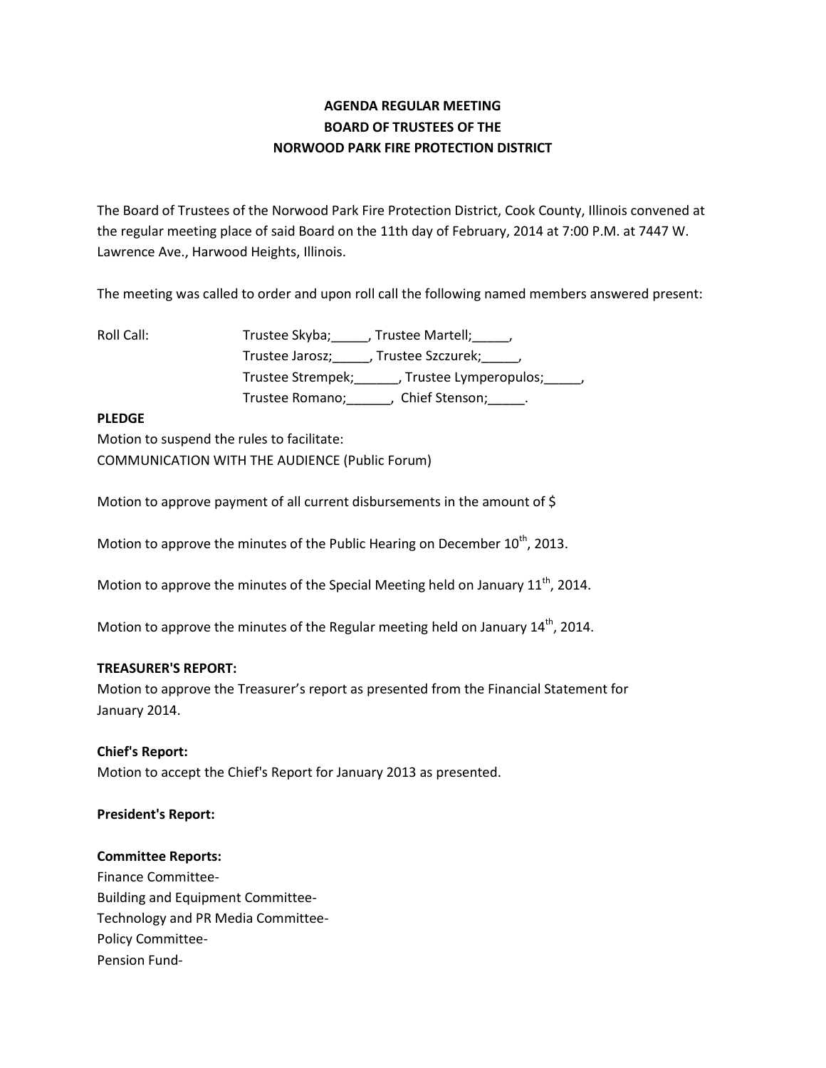# AGENDA REGULAR MEETING
# BOARD OF TRUSTEES OF THE
# NORWOOD PARK FIRE PROTECTION DISTRICT

The Board of Trustees of the Norwood Park Fire Protection District, Cook County, Illinois convened at the regular meeting place of said Board on the 11th day of February, 2014 at 7:00 P.M. at 7447 W. Lawrence Ave., Harwood Heights, Illinois.

The meeting was called to order and upon roll call the following named members answered present:

Roll Call: Trustee Skyba;_____, Trustee Martell;_____,
Trustee Jarosz;_____, Trustee Szczurek;_____,
Trustee Strempek;______, Trustee Lymperopulos;_____,
Trustee Romano;______, Chief Stenson;_____.

**PLEDGE**

Motion to suspend the rules to facilitate:
COMMUNICATION WITH THE AUDIENCE (Public Forum)

Motion to approve payment of all current disbursements in the amount of $

Motion to approve the minutes of the Public Hearing on December 10th, 2013.

Motion to approve the minutes of the Special Meeting held on January 11th, 2014.

Motion to approve the minutes of the Regular meeting held on January 14th, 2014.

**TREASURER'S REPORT:**

Motion to approve the Treasurer's report as presented from the Financial Statement for January 2014.

**Chief's Report:**

Motion to accept the Chief's Report for January 2013 as presented.

**President's Report:**

**Committee Reports:**

Finance Committee-
Building and Equipment Committee-
Technology and PR Media Committee-
Policy Committee-
Pension Fund-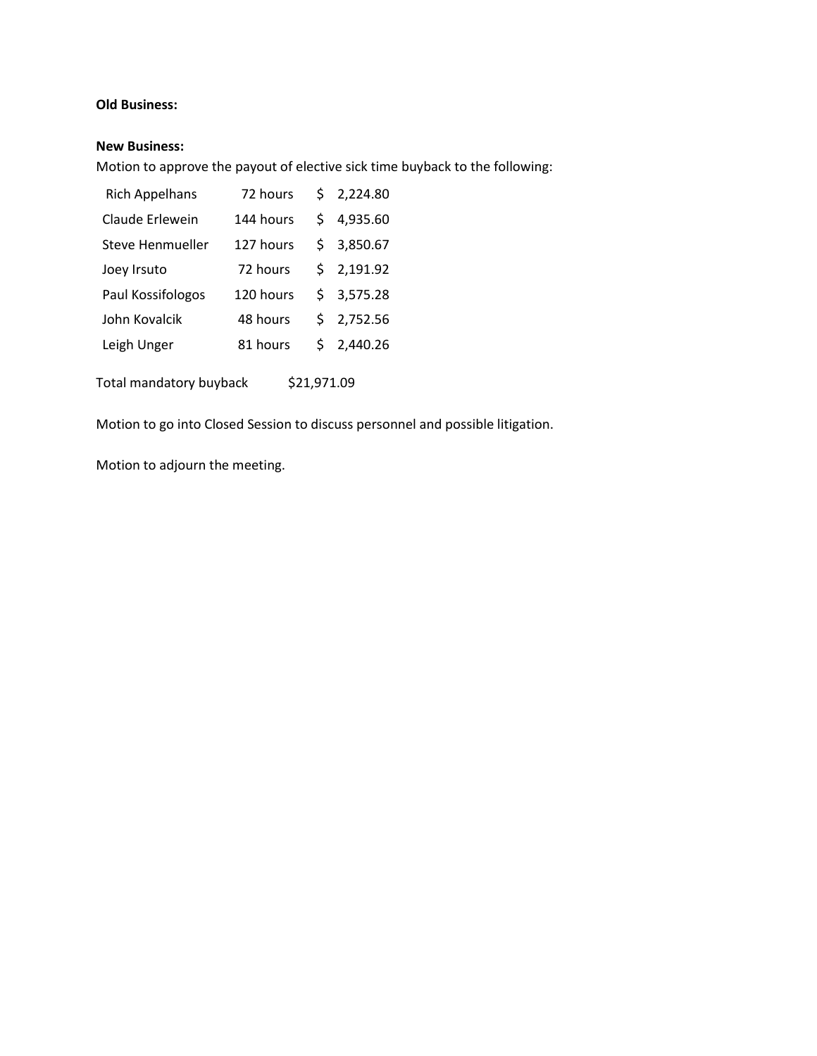**Old Business:**

**New Business:**

Motion to approve the payout of elective sick time buyback to the following:

| | | |
|---|---|---|
| Rich Appelhans | 72 hours | $ 2,224.80 |
| Claude Erlewein | 144 hours | $ 4,935.60 |
| Steve Henmueller | 127 hours | $ 3,850.67 |
| Joey Irsuto | 72 hours | $ 2,191.92 |
| Paul Kossifologos | 120 hours | $ 3,575.28 |
| John Kovalcik | 48 hours | $ 2,752.56 |
| Leigh Unger | 81 hours | $ 2,440.26 |

Total mandatory buyback $21,971.09

Motion to go into Closed Session to discuss personnel and possible litigation.

Motion to adjourn the meeting.